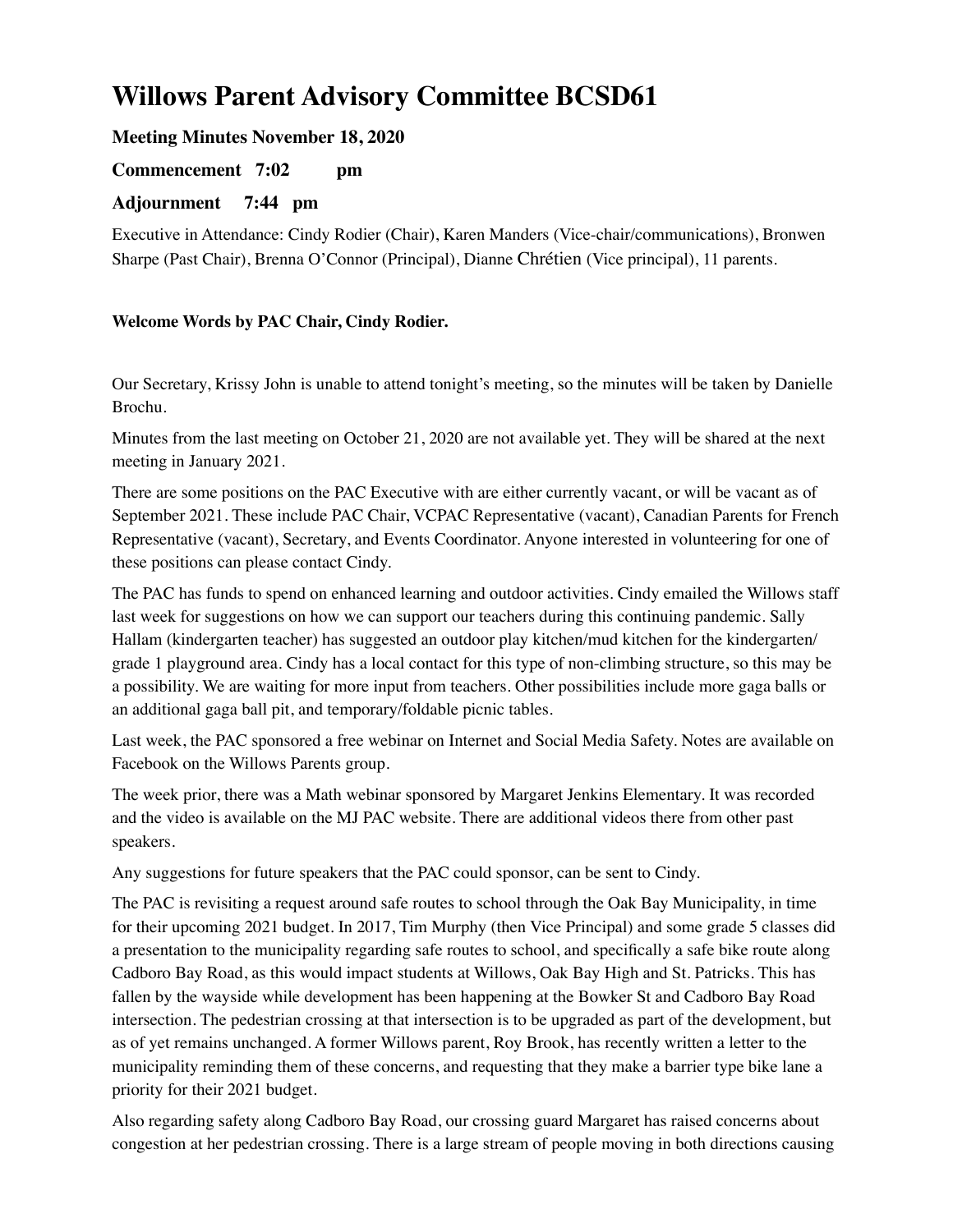# Willows Parent Advisory Committee BCSD61

**Meeting Minutes November 18, 2020**

**Commencement 7:02 pm**

**Adjournment 7:44 pm**

Executive in Attendance: Cindy Rodier (Chair), Karen Manders (Vice-chair/communications), Bronwen Sharpe (Past Chair), Brenna O'Connor (Principal), Dianne Chrétien (Vice principal), 11 parents.

**Welcome Words by PAC Chair, Cindy Rodier.**

Our Secretary, Krissy John is unable to attend tonight's meeting, so the minutes will be taken by Danielle Brochu.

Minutes from the last meeting on October 21, 2020 are not available yet. They will be shared at the next meeting in January 2021.

There are some positions on the PAC Executive with are either currently vacant, or will be vacant as of September 2021. These include PAC Chair, VCPAC Representative (vacant), Canadian Parents for French Representative (vacant), Secretary, and Events Coordinator. Anyone interested in volunteering for one of these positions can please contact Cindy.

The PAC has funds to spend on enhanced learning and outdoor activities. Cindy emailed the Willows staff last week for suggestions on how we can support our teachers during this continuing pandemic. Sally Hallam (kindergarten teacher) has suggested an outdoor play kitchen/mud kitchen for the kindergarten/grade 1 playground area. Cindy has a local contact for this type of non-climbing structure, so this may be a possibility. We are waiting for more input from teachers. Other possibilities include more gaga balls or an additional gaga ball pit, and temporary/foldable picnic tables.

Last week, the PAC sponsored a free webinar on Internet and Social Media Safety. Notes are available on Facebook on the Willows Parents group.

The week prior, there was a Math webinar sponsored by Margaret Jenkins Elementary. It was recorded and the video is available on the MJ PAC website. There are additional videos there from other past speakers.

Any suggestions for future speakers that the PAC could sponsor, can be sent to Cindy.

The PAC is revisiting a request around safe routes to school through the Oak Bay Municipality, in time for their upcoming 2021 budget. In 2017, Tim Murphy (then Vice Principal) and some grade 5 classes did a presentation to the municipality regarding safe routes to school, and specifically a safe bike route along Cadboro Bay Road, as this would impact students at Willows, Oak Bay High and St. Patricks. This has fallen by the wayside while development has been happening at the Bowker St and Cadboro Bay Road intersection. The pedestrian crossing at that intersection is to be upgraded as part of the development, but as of yet remains unchanged. A former Willows parent, Roy Brook, has recently written a letter to the municipality reminding them of these concerns, and requesting that they make a barrier type bike lane a priority for their 2021 budget.

Also regarding safety along Cadboro Bay Road, our crossing guard Margaret has raised concerns about congestion at her pedestrian crossing. There is a large stream of people moving in both directions causing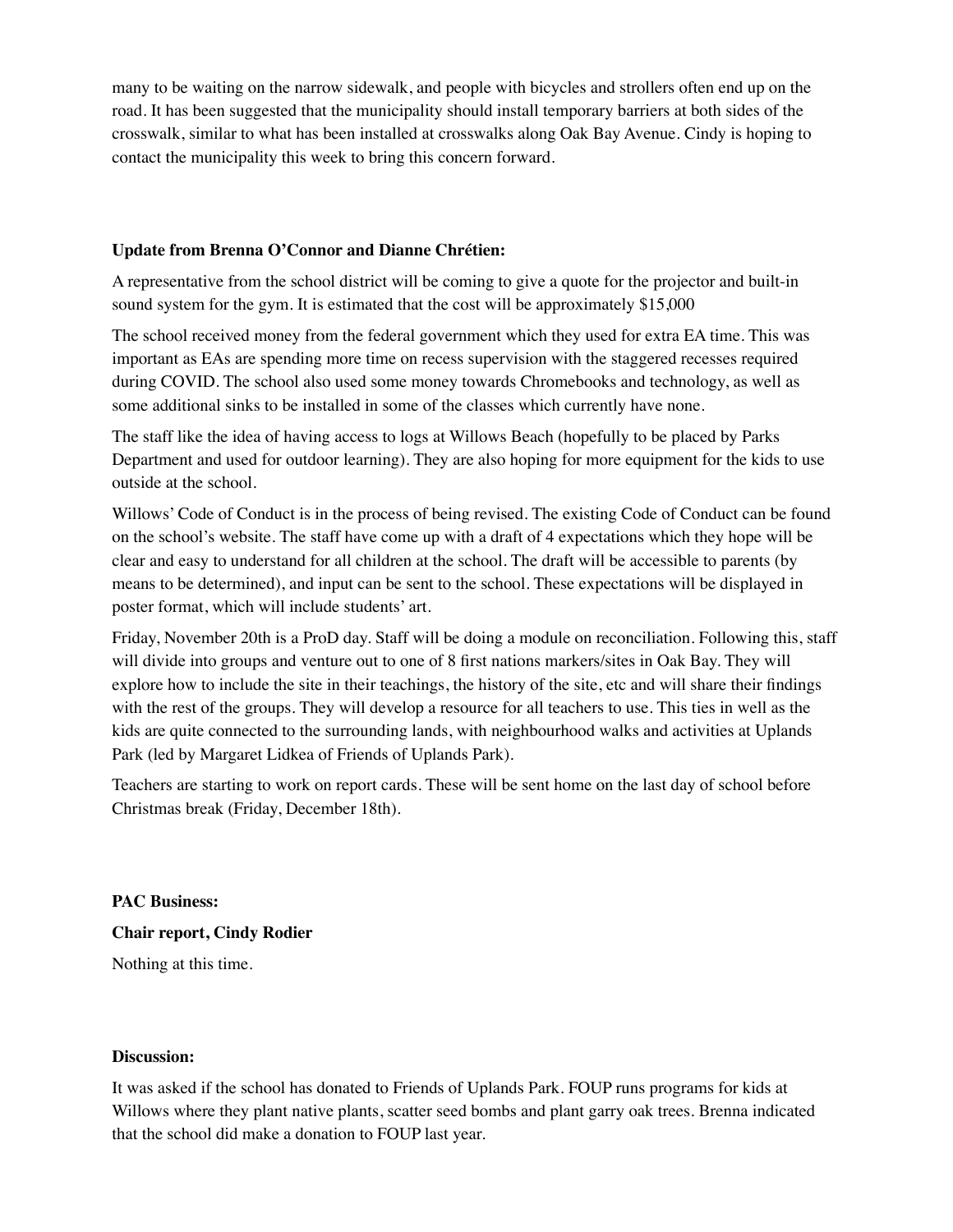many to be waiting on the narrow sidewalk, and people with bicycles and strollers often end up on the road. It has been suggested that the municipality should install temporary barriers at both sides of the crosswalk, similar to what has been installed at crosswalks along Oak Bay Avenue. Cindy is hoping to contact the municipality this week to bring this concern forward.

**Update from Brenna O'Connor and Dianne Chrétien:**

A representative from the school district will be coming to give a quote for the projector and built-in sound system for the gym. It is estimated that the cost will be approximately $15,000

The school received money from the federal government which they used for extra EA time. This was important as EAs are spending more time on recess supervision with the staggered recesses required during COVID. The school also used some money towards Chromebooks and technology, as well as some additional sinks to be installed in some of the classes which currently have none.

The staff like the idea of having access to logs at Willows Beach (hopefully to be placed by Parks Department and used for outdoor learning). They are also hoping for more equipment for the kids to use outside at the school.

Willows' Code of Conduct is in the process of being revised. The existing Code of Conduct can be found on the school's website. The staff have come up with a draft of 4 expectations which they hope will be clear and easy to understand for all children at the school. The draft will be accessible to parents (by means to be determined), and input can be sent to the school. These expectations will be displayed in poster format, which will include students' art.

Friday, November 20th is a ProD day. Staff will be doing a module on reconciliation. Following this, staff will divide into groups and venture out to one of 8 first nations markers/sites in Oak Bay. They will explore how to include the site in their teachings, the history of the site, etc and will share their findings with the rest of the groups. They will develop a resource for all teachers to use. This ties in well as the kids are quite connected to the surrounding lands, with neighbourhood walks and activities at Uplands Park (led by Margaret Lidkea of Friends of Uplands Park).

Teachers are starting to work on report cards. These will be sent home on the last day of school before Christmas break (Friday, December 18th).

**PAC Business:**

**Chair report, Cindy Rodier**

Nothing at this time.

**Discussion:**

It was asked if the school has donated to Friends of Uplands Park. FOUP runs programs for kids at Willows where they plant native plants, scatter seed bombs and plant garry oak trees. Brenna indicated that the school did make a donation to FOUP last year.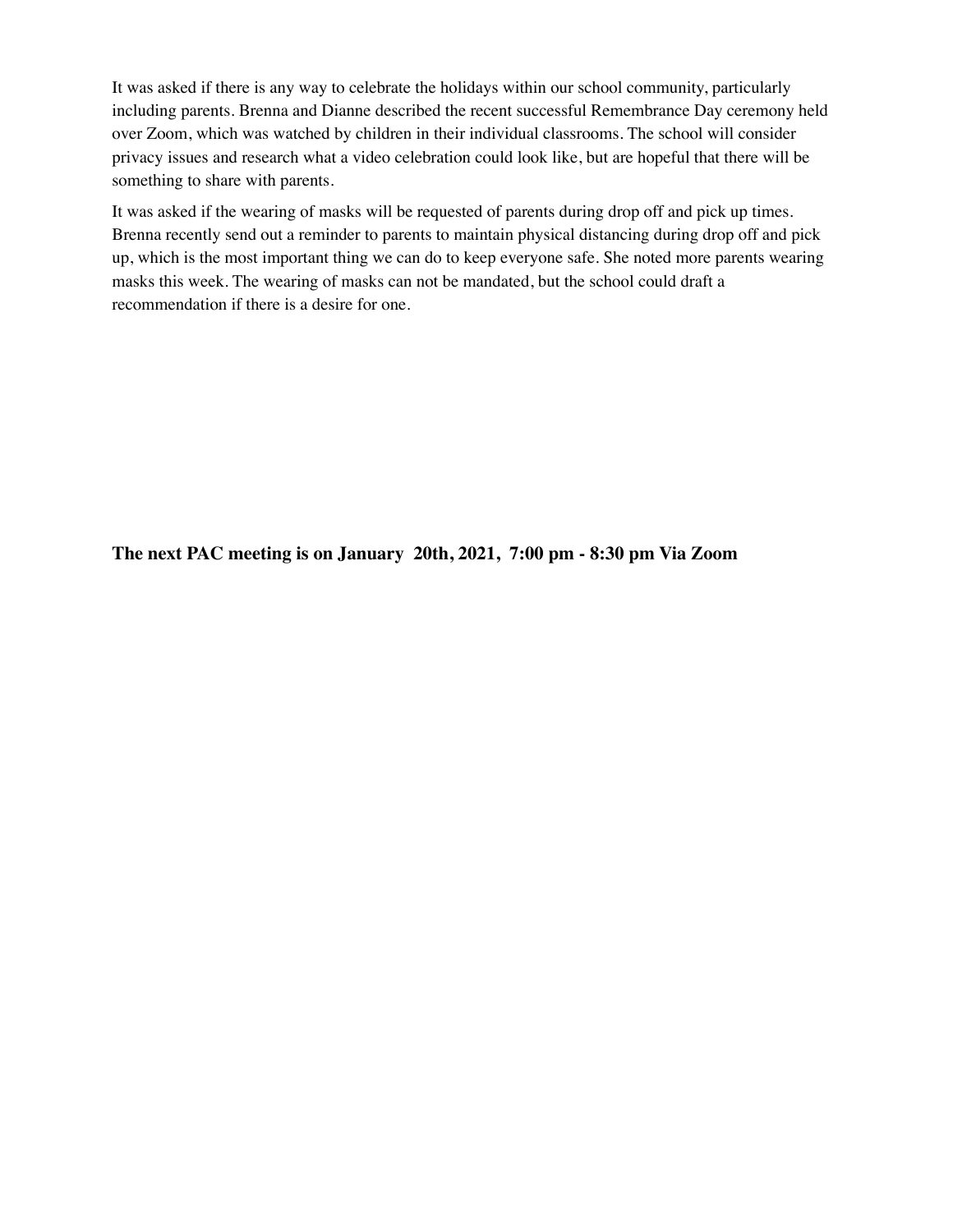It was asked if there is any way to celebrate the holidays within our school community, particularly including parents. Brenna and Dianne described the recent successful Remembrance Day ceremony held over Zoom, which was watched by children in their individual classrooms. The school will consider privacy issues and research what a video celebration could look like, but are hopeful that there will be something to share with parents.

It was asked if the wearing of masks will be requested of parents during drop off and pick up times. Brenna recently send out a reminder to parents to maintain physical distancing during drop off and pick up, which is the most important thing we can do to keep everyone safe. She noted more parents wearing masks this week. The wearing of masks can not be mandated, but the school could draft a recommendation if there is a desire for one.

**The next PAC meeting is on January 20th, 2021, 7:00 pm - 8:30 pm Via Zoom**